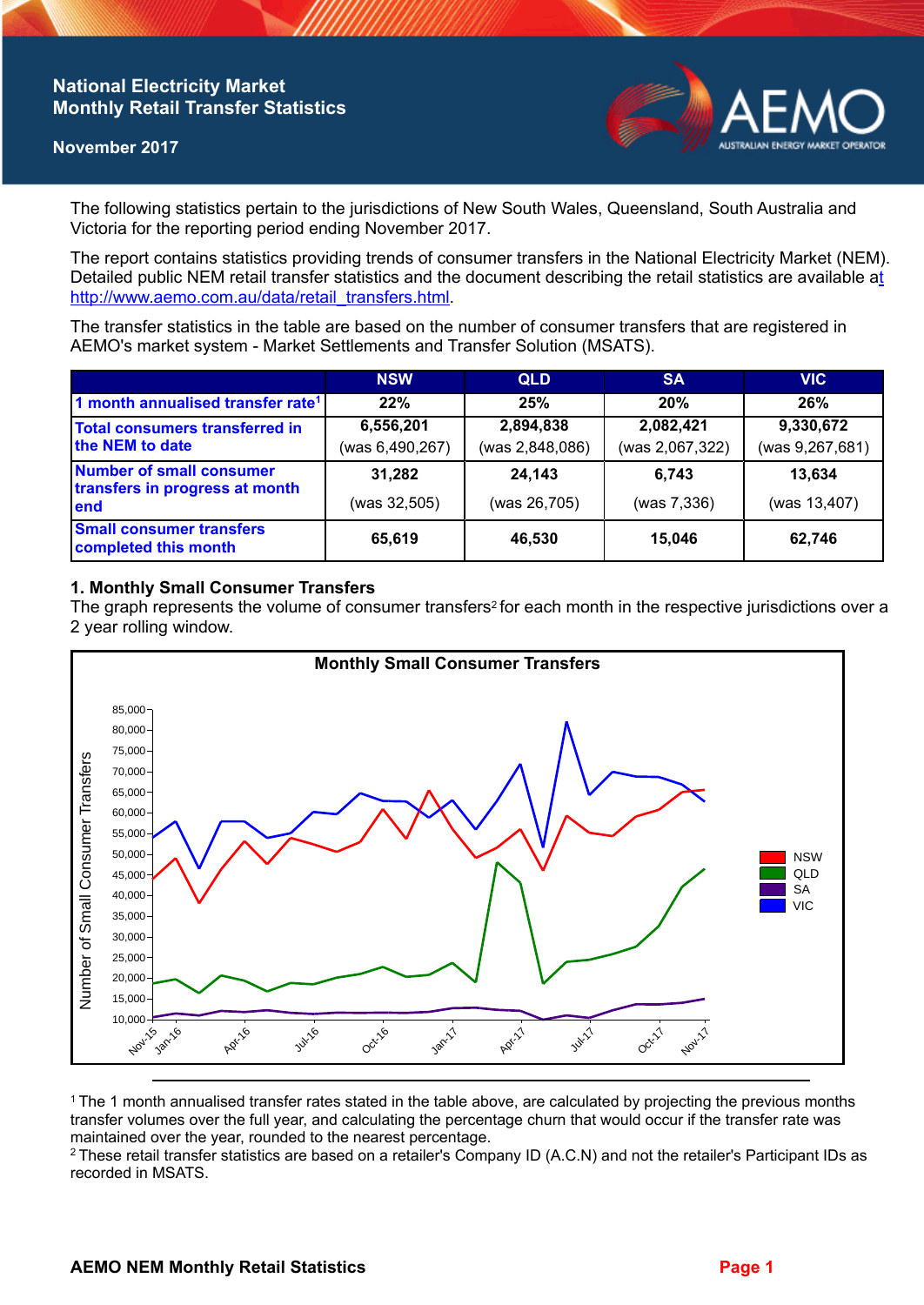# National Electricity Market Monthly Retail Transfer Statistics

**November 2017**

The following statistics pertain to the jurisdictions of New South Wales, Queensland, South Australia and Victoria for the reporting period ending November 2017.

The report contains statistics providing trends of consumer transfers in the National Electricity Market (NEM). Detailed public NEM retail transfer statistics and the document describing the retail statistics are available at http://www.aemo.com.au/data/retail_transfers.html.

The transfer statistics in the table are based on the number of consumer transfers that are registered in AEMO's market system - Market Settlements and Transfer Solution (MSATS).

| | NSW | QLD | SA | VIC |
|---|---|---|---|---|
| **1 month annualised transfer rate[1]** | **22%** | **25%** | **20%** | **26%** |
| **Total consumers transferred in the NEM to date** | **6,556,201** (was 6,490,267) | **2,894,838** (was 2,848,086) | **2,082,421** (was 2,067,322) | **9,330,672** (was 9,267,681) |
| **Number of small consumer transfers in progress at month end** | **31,282** (was 32,505) | **24,143** (was 26,705) | **6,743** (was 7,336) | **13,634** (was 13,407) |
| **Small consumer transfers completed this month** | **65,619** | **46,530** | **15,046** | **62,746** |

## 1. Monthly Small Consumer Transfers

The graph represents the volume of consumer transfers[2] for each month in the respective jurisdictions over a 2 year rolling window.

[1] The 1 month annualised transfer rates stated in the table above, are calculated by projecting the previous months transfer volumes over the full year, and calculating the percentage churn that would occur if the transfer rate was maintained over the year, rounded to the nearest percentage.

[2] These retail transfer statistics are based on a retailer's Company ID (A.C.N) and not the retailer's Participant IDs as recorded in MSATS.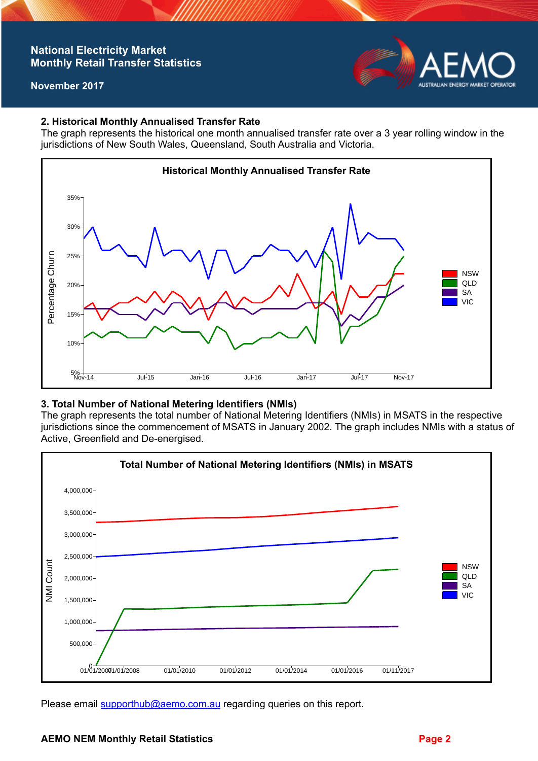National Electricity Market
Monthly Retail Transfer Statistics

November 2017

## 2. Historical Monthly Annualised Transfer Rate

The graph represents the historical one month annualised transfer rate over a 3 year rolling window in the jurisdictions of New South Wales, Queensland, South Australia and Victoria.

Historical Monthly Annualised Transfer Rate

Percentage Churn

35%
30%
25%
20%
15%
10%
5%

Nov-14
Jul-15
Jan-16
Jul-16
Jan-17
Jul-17
Nov-17

NSW
QLD
SA
VIC

## 3. Total Number of National Metering Identifiers (NMIs)

The graph represents the total number of National Metering Identifiers (NMIs) in MSATS in the respective jurisdictions since the commencement of MSATS in January 2002. The graph includes NMIs with a status of Active, Greenfield and De-energised.

Total Number of National Metering Identifiers (NMIs) in MSATS

NMI Count

4,000,000
3,500,000
3,000,000
2,500,000
2,000,000
1,500,000
1,000,000
500,000
0

01/01/2007
01/01/2008
01/01/2010
01/01/2012
01/01/2014
01/01/2016
01/11/2017

NSW
QLD
SA
VIC

Please email supporthub@aemo.com.au regarding queries on this report.